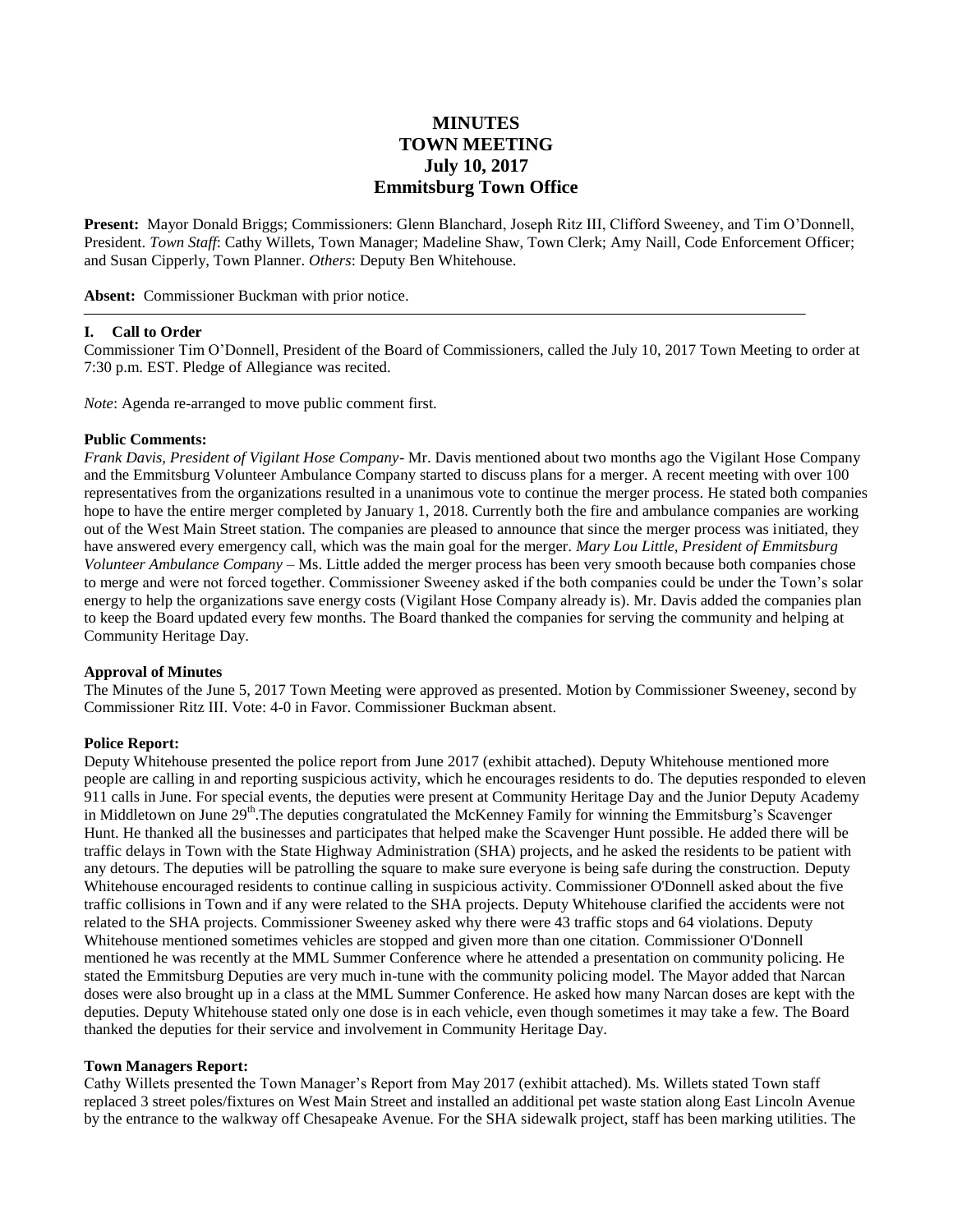# MINUTES
# TOWN MEETING
# July 10, 2017
# Emmitsburg Town Office

**Present:** Mayor Donald Briggs; Commissioners: Glenn Blanchard, Joseph Ritz III, Clifford Sweeney, and Tim O'Donnell, President. *Town Staff*: Cathy Willets, Town Manager; Madeline Shaw, Town Clerk; Amy Naill, Code Enforcement Officer; and Susan Cipperly, Town Planner. *Others*: Deputy Ben Whitehouse.

**Absent:** Commissioner Buckman with prior notice.

---

### I. Call to Order

Commissioner Tim O'Donnell, President of the Board of Commissioners, called the July 10, 2017 Town Meeting to order at 7:30 p.m. EST. Pledge of Allegiance was recited.

*Note*: Agenda re-arranged to move public comment first.

**Public Comments:**

*Frank Davis, President of Vigilant Hose Company*- Mr. Davis mentioned about two months ago the Vigilant Hose Company and the Emmitsburg Volunteer Ambulance Company started to discuss plans for a merger. A recent meeting with over 100 representatives from the organizations resulted in a unanimous vote to continue the merger process. He stated both companies hope to have the entire merger completed by January 1, 2018. Currently both the fire and ambulance companies are working out of the West Main Street station. The companies are pleased to announce that since the merger process was initiated, they have answered every emergency call, which was the main goal for the merger. *Mary Lou Little, President of Emmitsburg Volunteer Ambulance Company* – Ms. Little added the merger process has been very smooth because both companies chose to merge and were not forced together. Commissioner Sweeney asked if the both companies could be under the Town's solar energy to help the organizations save energy costs (Vigilant Hose Company already is). Mr. Davis added the companies plan to keep the Board updated every few months. The Board thanked the companies for serving the community and helping at Community Heritage Day.

**Approval of Minutes**

The Minutes of the June 5, 2017 Town Meeting were approved as presented. Motion by Commissioner Sweeney, second by Commissioner Ritz III. Vote: 4-0 in Favor. Commissioner Buckman absent.

**Police Report:**

Deputy Whitehouse presented the police report from June 2017 (exhibit attached). Deputy Whitehouse mentioned more people are calling in and reporting suspicious activity, which he encourages residents to do. The deputies responded to eleven 911 calls in June. For special events, the deputies were present at Community Heritage Day and the Junior Deputy Academy in Middletown on June 29th.The deputies congratulated the McKenney Family for winning the Emmitsburg's Scavenger Hunt. He thanked all the businesses and participates that helped make the Scavenger Hunt possible. He added there will be traffic delays in Town with the State Highway Administration (SHA) projects, and he asked the residents to be patient with any detours. The deputies will be patrolling the square to make sure everyone is being safe during the construction. Deputy Whitehouse encouraged residents to continue calling in suspicious activity. Commissioner O'Donnell asked about the five traffic collisions in Town and if any were related to the SHA projects. Deputy Whitehouse clarified the accidents were not related to the SHA projects. Commissioner Sweeney asked why there were 43 traffic stops and 64 violations. Deputy Whitehouse mentioned sometimes vehicles are stopped and given more than one citation. Commissioner O'Donnell mentioned he was recently at the MML Summer Conference where he attended a presentation on community policing. He stated the Emmitsburg Deputies are very much in-tune with the community policing model. The Mayor added that Narcan doses were also brought up in a class at the MML Summer Conference. He asked how many Narcan doses are kept with the deputies. Deputy Whitehouse stated only one dose is in each vehicle, even though sometimes it may take a few. The Board thanked the deputies for their service and involvement in Community Heritage Day.

**Town Managers Report:**

Cathy Willets presented the Town Manager's Report from May 2017 (exhibit attached). Ms. Willets stated Town staff replaced 3 street poles/fixtures on West Main Street and installed an additional pet waste station along East Lincoln Avenue by the entrance to the walkway off Chesapeake Avenue. For the SHA sidewalk project, staff has been marking utilities. The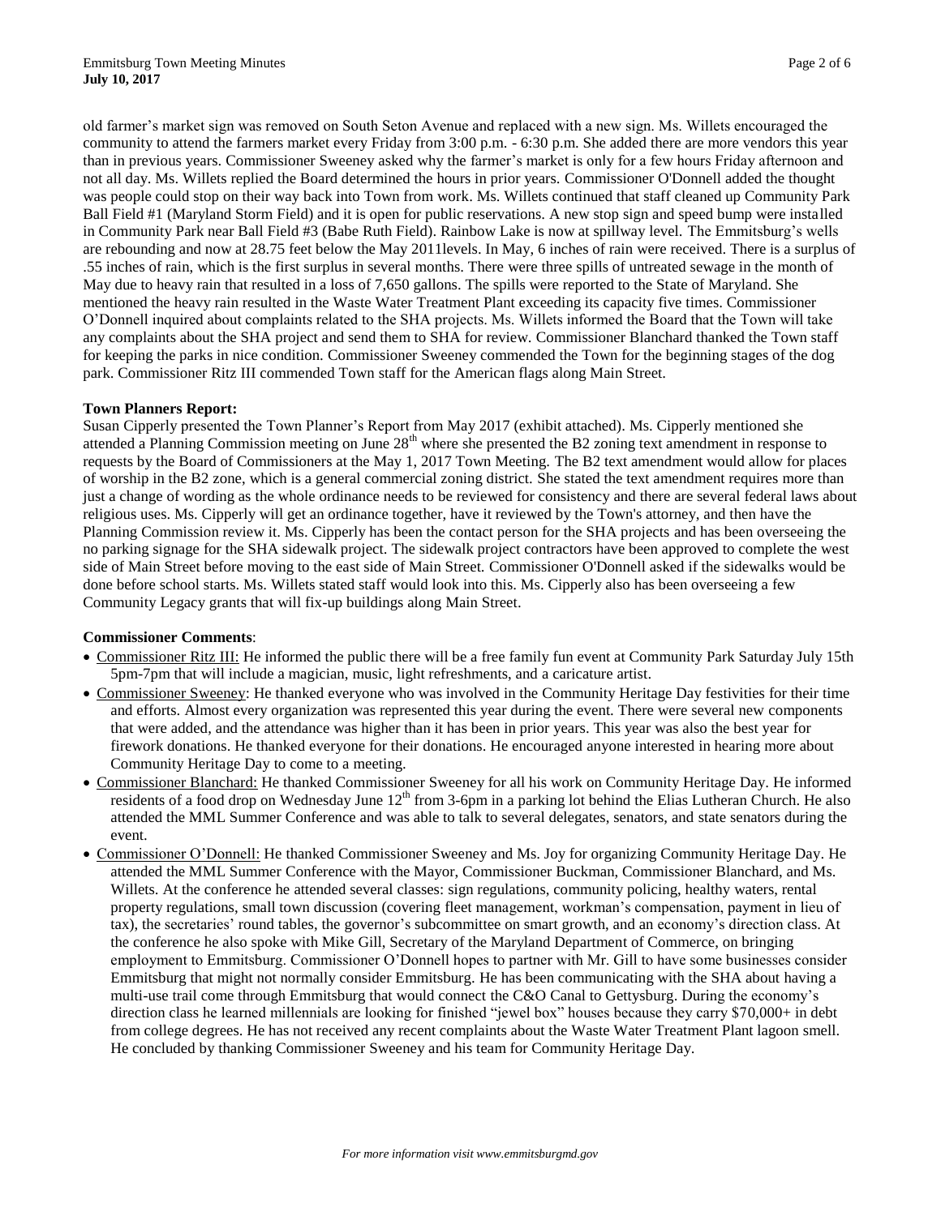old farmer's market sign was removed on South Seton Avenue and replaced with a new sign. Ms. Willets encouraged the community to attend the farmers market every Friday from 3:00 p.m. - 6:30 p.m. She added there are more vendors this year than in previous years. Commissioner Sweeney asked why the farmer's market is only for a few hours Friday afternoon and not all day. Ms. Willets replied the Board determined the hours in prior years. Commissioner O'Donnell added the thought was people could stop on their way back into Town from work. Ms. Willets continued that staff cleaned up Community Park Ball Field #1 (Maryland Storm Field) and it is open for public reservations. A new stop sign and speed bump were installed in Community Park near Ball Field #3 (Babe Ruth Field). Rainbow Lake is now at spillway level. The Emmitsburg's wells are rebounding and now at 28.75 feet below the May 2011levels. In May, 6 inches of rain were received. There is a surplus of .55 inches of rain, which is the first surplus in several months. There were three spills of untreated sewage in the month of May due to heavy rain that resulted in a loss of 7,650 gallons. The spills were reported to the State of Maryland. She mentioned the heavy rain resulted in the Waste Water Treatment Plant exceeding its capacity five times. Commissioner O'Donnell inquired about complaints related to the SHA projects. Ms. Willets informed the Board that the Town will take any complaints about the SHA project and send them to SHA for review. Commissioner Blanchard thanked the Town staff for keeping the parks in nice condition. Commissioner Sweeney commended the Town for the beginning stages of the dog park. Commissioner Ritz III commended Town staff for the American flags along Main Street.

**Town Planners Report:**
Susan Cipperly presented the Town Planner's Report from May 2017 (exhibit attached). Ms. Cipperly mentioned she attended a Planning Commission meeting on June 28th where she presented the B2 zoning text amendment in response to requests by the Board of Commissioners at the May 1, 2017 Town Meeting. The B2 text amendment would allow for places of worship in the B2 zone, which is a general commercial zoning district. She stated the text amendment requires more than just a change of wording as the whole ordinance needs to be reviewed for consistency and there are several federal laws about religious uses. Ms. Cipperly will get an ordinance together, have it reviewed by the Town's attorney, and then have the Planning Commission review it. Ms. Cipperly has been the contact person for the SHA projects and has been overseeing the no parking signage for the SHA sidewalk project. The sidewalk project contractors have been approved to complete the west side of Main Street before moving to the east side of Main Street. Commissioner O'Donnell asked if the sidewalks would be done before school starts. Ms. Willets stated staff would look into this. Ms. Cipperly also has been overseeing a few Community Legacy grants that will fix-up buildings along Main Street.

**Commissioner Comments**:

- Commissioner Ritz III: He informed the public there will be a free family fun event at Community Park Saturday July 15th 5pm-7pm that will include a magician, music, light refreshments, and a caricature artist.
- Commissioner Sweeney: He thanked everyone who was involved in the Community Heritage Day festivities for their time and efforts. Almost every organization was represented this year during the event. There were several new components that were added, and the attendance was higher than it has been in prior years. This year was also the best year for firework donations. He thanked everyone for their donations. He encouraged anyone interested in hearing more about Community Heritage Day to come to a meeting.
- Commissioner Blanchard: He thanked Commissioner Sweeney for all his work on Community Heritage Day. He informed residents of a food drop on Wednesday June 12th from 3-6pm in a parking lot behind the Elias Lutheran Church. He also attended the MML Summer Conference and was able to talk to several delegates, senators, and state senators during the event.
- Commissioner O'Donnell: He thanked Commissioner Sweeney and Ms. Joy for organizing Community Heritage Day. He attended the MML Summer Conference with the Mayor, Commissioner Buckman, Commissioner Blanchard, and Ms. Willets. At the conference he attended several classes: sign regulations, community policing, healthy waters, rental property regulations, small town discussion (covering fleet management, workman's compensation, payment in lieu of tax), the secretaries' round tables, the governor's subcommittee on smart growth, and an economy's direction class. At the conference he also spoke with Mike Gill, Secretary of the Maryland Department of Commerce, on bringing employment to Emmitsburg. Commissioner O'Donnell hopes to partner with Mr. Gill to have some businesses consider Emmitsburg that might not normally consider Emmitsburg. He has been communicating with the SHA about having a multi-use trail come through Emmitsburg that would connect the C&O Canal to Gettysburg. During the economy's direction class he learned millennials are looking for finished "jewel box" houses because they carry $70,000+ in debt from college degrees. He has not received any recent complaints about the Waste Water Treatment Plant lagoon smell. He concluded by thanking Commissioner Sweeney and his team for Community Heritage Day.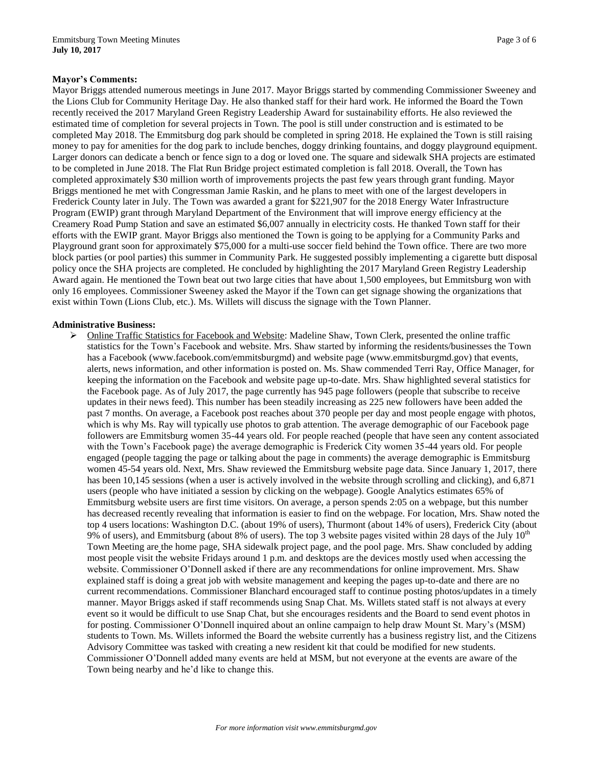**Mayor's Comments:**

Mayor Briggs attended numerous meetings in June 2017. Mayor Briggs started by commending Commissioner Sweeney and the Lions Club for Community Heritage Day. He also thanked staff for their hard work. He informed the Board the Town recently received the 2017 Maryland Green Registry Leadership Award for sustainability efforts. He also reviewed the estimated time of completion for several projects in Town. The pool is still under construction and is estimated to be completed May 2018. The Emmitsburg dog park should be completed in spring 2018. He explained the Town is still raising money to pay for amenities for the dog park to include benches, doggy drinking fountains, and doggy playground equipment. Larger donors can dedicate a bench or fence sign to a dog or loved one. The square and sidewalk SHA projects are estimated to be completed in June 2018. The Flat Run Bridge project estimated completion is fall 2018. Overall, the Town has completed approximately $30 million worth of improvements projects the past few years through grant funding. Mayor Briggs mentioned he met with Congressman Jamie Raskin, and he plans to meet with one of the largest developers in Frederick County later in July. The Town was awarded a grant for $221,907 for the 2018 Energy Water Infrastructure Program (EWIP) grant through Maryland Department of the Environment that will improve energy efficiency at the Creamery Road Pump Station and save an estimated $6,007 annually in electricity costs. He thanked Town staff for their efforts with the EWIP grant. Mayor Briggs also mentioned the Town is going to be applying for a Community Parks and Playground grant soon for approximately $75,000 for a multi-use soccer field behind the Town office. There are two more block parties (or pool parties) this summer in Community Park. He suggested possibly implementing a cigarette butt disposal policy once the SHA projects are completed. He concluded by highlighting the 2017 Maryland Green Registry Leadership Award again. He mentioned the Town beat out two large cities that have about 1,500 employees, but Emmitsburg won with only 16 employees. Commissioner Sweeney asked the Mayor if the Town can get signage showing the organizations that exist within Town (Lions Club, etc.). Ms. Willets will discuss the signage with the Town Planner.

**Administrative Business:**

- Online Traffic Statistics for Facebook and Website: Madeline Shaw, Town Clerk, presented the online traffic statistics for the Town's Facebook and website. Mrs. Shaw started by informing the residents/businesses the Town has a Facebook (www.facebook.com/emmitsburgmd) and website page (www.emmitsburgmd.gov) that events, alerts, news information, and other information is posted on. Ms. Shaw commended Terri Ray, Office Manager, for keeping the information on the Facebook and website page up-to-date. Mrs. Shaw highlighted several statistics for the Facebook page. As of July 2017, the page currently has 945 page followers (people that subscribe to receive updates in their news feed). This number has been steadily increasing as 225 new followers have been added the past 7 months. On average, a Facebook post reaches about 370 people per day and most people engage with photos, which is why Ms. Ray will typically use photos to grab attention. The average demographic of our Facebook page followers are Emmitsburg women 35-44 years old. For people reached (people that have seen any content associated with the Town's Facebook page) the average demographic is Frederick City women 35-44 years old. For people engaged (people tagging the page or talking about the page in comments) the average demographic is Emmitsburg women 45-54 years old. Next, Mrs. Shaw reviewed the Emmitsburg website page data. Since January 1, 2017, there has been 10,145 sessions (when a user is actively involved in the website through scrolling and clicking), and 6,871 users (people who have initiated a session by clicking on the webpage). Google Analytics estimates 65% of Emmitsburg website users are first time visitors. On average, a person spends 2:05 on a webpage, but this number has decreased recently revealing that information is easier to find on the webpage. For location, Mrs. Shaw noted the top 4 users locations: Washington D.C. (about 19% of users), Thurmont (about 14% of users), Frederick City (about 9% of users), and Emmitsburg (about 8% of users). The top 3 website pages visited within 28 days of the July 10th Town Meeting are the home page, SHA sidewalk project page, and the pool page. Mrs. Shaw concluded by adding most people visit the website Fridays around 1 p.m. and desktops are the devices mostly used when accessing the website. Commissioner O'Donnell asked if there are any recommendations for online improvement. Mrs. Shaw explained staff is doing a great job with website management and keeping the pages up-to-date and there are no current recommendations. Commissioner Blanchard encouraged staff to continue posting photos/updates in a timely manner. Mayor Briggs asked if staff recommends using Snap Chat. Ms. Willets stated staff is not always at every event so it would be difficult to use Snap Chat, but she encourages residents and the Board to send event photos in for posting. Commissioner O'Donnell inquired about an online campaign to help draw Mount St. Mary's (MSM) students to Town. Ms. Willets informed the Board the website currently has a business registry list, and the Citizens Advisory Committee was tasked with creating a new resident kit that could be modified for new students. Commissioner O'Donnell added many events are held at MSM, but not everyone at the events are aware of the Town being nearby and he'd like to change this.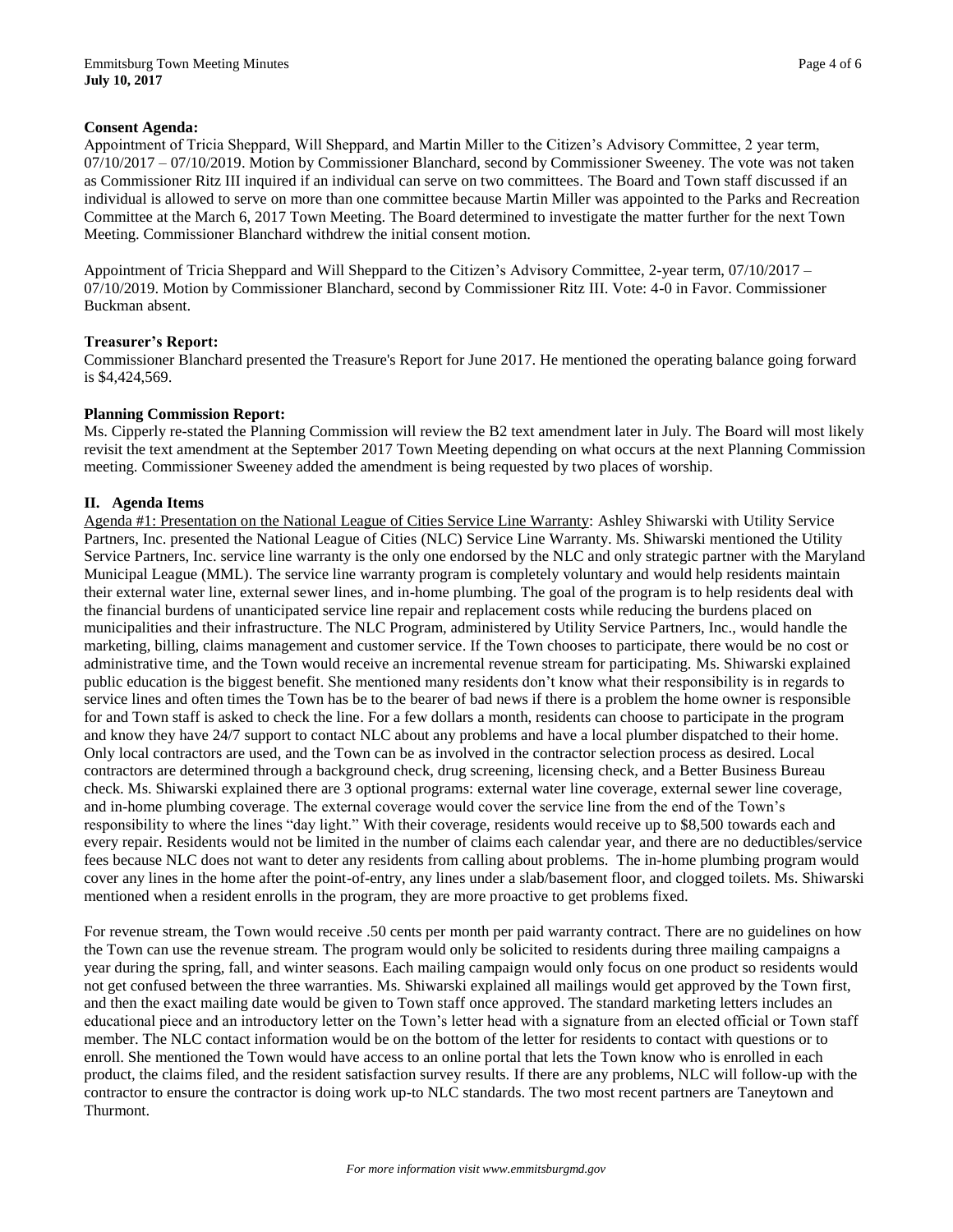**Consent Agenda:**

Appointment of Tricia Sheppard, Will Sheppard, and Martin Miller to the Citizen's Advisory Committee, 2 year term, 07/10/2017 – 07/10/2019. Motion by Commissioner Blanchard, second by Commissioner Sweeney. The vote was not taken as Commissioner Ritz III inquired if an individual can serve on two committees. The Board and Town staff discussed if an individual is allowed to serve on more than one committee because Martin Miller was appointed to the Parks and Recreation Committee at the March 6, 2017 Town Meeting. The Board determined to investigate the matter further for the next Town Meeting. Commissioner Blanchard withdrew the initial consent motion.

Appointment of Tricia Sheppard and Will Sheppard to the Citizen's Advisory Committee, 2-year term, 07/10/2017 – 07/10/2019. Motion by Commissioner Blanchard, second by Commissioner Ritz III. Vote: 4-0 in Favor. Commissioner Buckman absent.

**Treasurer's Report:**

Commissioner Blanchard presented the Treasure's Report for June 2017. He mentioned the operating balance going forward is $4,424,569.

**Planning Commission Report:**

Ms. Cipperly re-stated the Planning Commission will review the B2 text amendment later in July. The Board will most likely revisit the text amendment at the September 2017 Town Meeting depending on what occurs at the next Planning Commission meeting. Commissioner Sweeney added the amendment is being requested by two places of worship.

## II. Agenda Items

Agenda #1: Presentation on the National League of Cities Service Line Warranty: Ashley Shiwarski with Utility Service Partners, Inc. presented the National League of Cities (NLC) Service Line Warranty. Ms. Shiwarski mentioned the Utility Service Partners, Inc. service line warranty is the only one endorsed by the NLC and only strategic partner with the Maryland Municipal League (MML). The service line warranty program is completely voluntary and would help residents maintain their external water line, external sewer lines, and in-home plumbing. The goal of the program is to help residents deal with the financial burdens of unanticipated service line repair and replacement costs while reducing the burdens placed on municipalities and their infrastructure. The NLC Program, administered by Utility Service Partners, Inc., would handle the marketing, billing, claims management and customer service. If the Town chooses to participate, there would be no cost or administrative time, and the Town would receive an incremental revenue stream for participating. Ms. Shiwarski explained public education is the biggest benefit. She mentioned many residents don't know what their responsibility is in regards to service lines and often times the Town has be to the bearer of bad news if there is a problem the home owner is responsible for and Town staff is asked to check the line. For a few dollars a month, residents can choose to participate in the program and know they have 24/7 support to contact NLC about any problems and have a local plumber dispatched to their home. Only local contractors are used, and the Town can be as involved in the contractor selection process as desired. Local contractors are determined through a background check, drug screening, licensing check, and a Better Business Bureau check. Ms. Shiwarski explained there are 3 optional programs: external water line coverage, external sewer line coverage, and in-home plumbing coverage. The external coverage would cover the service line from the end of the Town's responsibility to where the lines "day light." With their coverage, residents would receive up to $8,500 towards each and every repair. Residents would not be limited in the number of claims each calendar year, and there are no deductibles/service fees because NLC does not want to deter any residents from calling about problems. The in-home plumbing program would cover any lines in the home after the point-of-entry, any lines under a slab/basement floor, and clogged toilets. Ms. Shiwarski mentioned when a resident enrolls in the program, they are more proactive to get problems fixed.

For revenue stream, the Town would receive .50 cents per month per paid warranty contract. There are no guidelines on how the Town can use the revenue stream. The program would only be solicited to residents during three mailing campaigns a year during the spring, fall, and winter seasons. Each mailing campaign would only focus on one product so residents would not get confused between the three warranties. Ms. Shiwarski explained all mailings would get approved by the Town first, and then the exact mailing date would be given to Town staff once approved. The standard marketing letters includes an educational piece and an introductory letter on the Town's letter head with a signature from an elected official or Town staff member. The NLC contact information would be on the bottom of the letter for residents to contact with questions or to enroll. She mentioned the Town would have access to an online portal that lets the Town know who is enrolled in each product, the claims filed, and the resident satisfaction survey results. If there are any problems, NLC will follow-up with the contractor to ensure the contractor is doing work up-to NLC standards. The two most recent partners are Taneytown and Thurmont.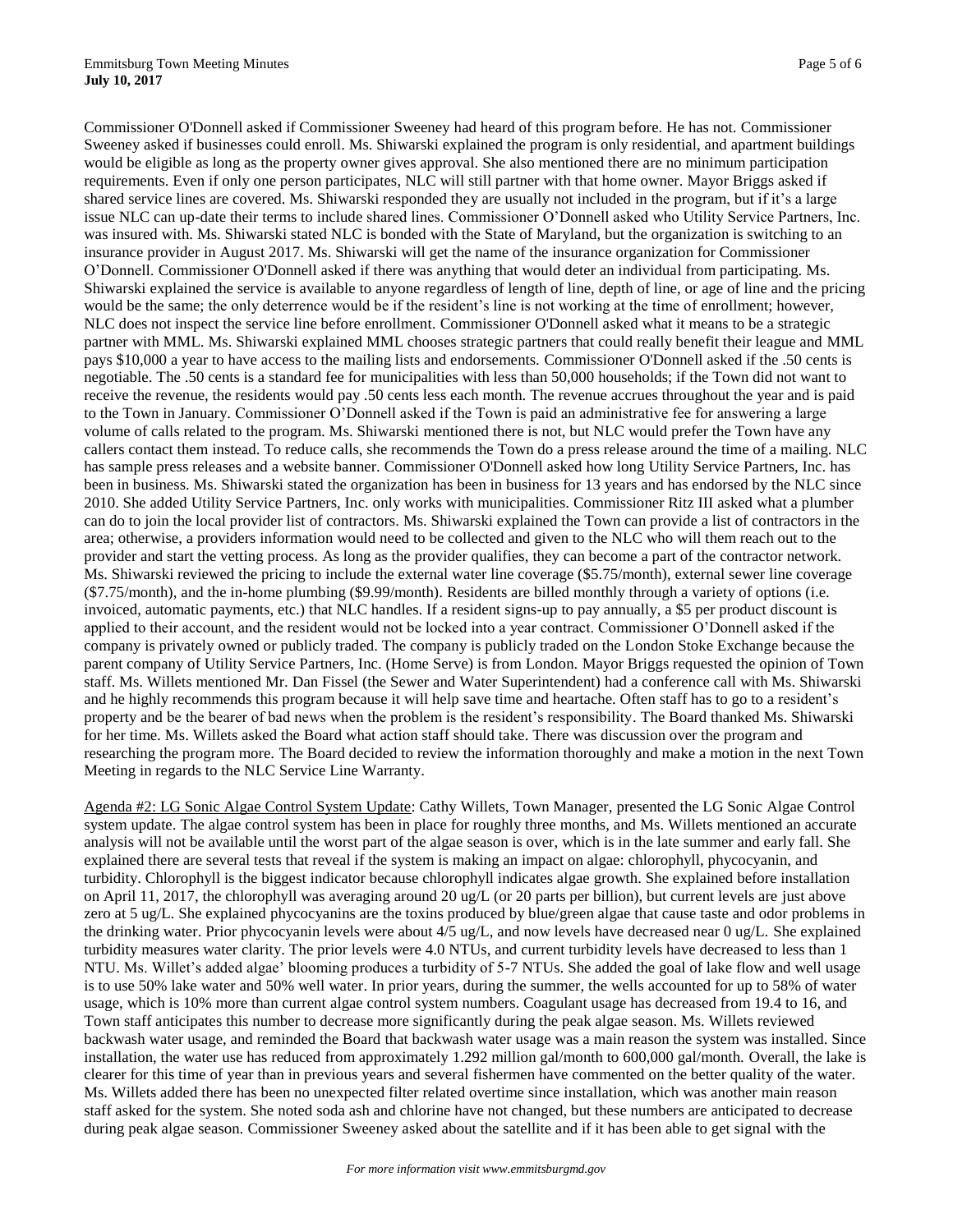Commissioner O'Donnell asked if Commissioner Sweeney had heard of this program before. He has not. Commissioner Sweeney asked if businesses could enroll. Ms. Shiwarski explained the program is only residential, and apartment buildings would be eligible as long as the property owner gives approval. She also mentioned there are no minimum participation requirements. Even if only one person participates, NLC will still partner with that home owner. Mayor Briggs asked if shared service lines are covered. Ms. Shiwarski responded they are usually not included in the program, but if it's a large issue NLC can up-date their terms to include shared lines. Commissioner O'Donnell asked who Utility Service Partners, Inc. was insured with. Ms. Shiwarski stated NLC is bonded with the State of Maryland, but the organization is switching to an insurance provider in August 2017. Ms. Shiwarski will get the name of the insurance organization for Commissioner O'Donnell. Commissioner O'Donnell asked if there was anything that would deter an individual from participating. Ms. Shiwarski explained the service is available to anyone regardless of length of line, depth of line, or age of line and the pricing would be the same; the only deterrence would be if the resident's line is not working at the time of enrollment; however, NLC does not inspect the service line before enrollment. Commissioner O'Donnell asked what it means to be a strategic partner with MML. Ms. Shiwarski explained MML chooses strategic partners that could really benefit their league and MML pays $10,000 a year to have access to the mailing lists and endorsements. Commissioner O'Donnell asked if the .50 cents is negotiable. The .50 cents is a standard fee for municipalities with less than 50,000 households; if the Town did not want to receive the revenue, the residents would pay .50 cents less each month. The revenue accrues throughout the year and is paid to the Town in January. Commissioner O'Donnell asked if the Town is paid an administrative fee for answering a large volume of calls related to the program. Ms. Shiwarski mentioned there is not, but NLC would prefer the Town have any callers contact them instead. To reduce calls, she recommends the Town do a press release around the time of a mailing. NLC has sample press releases and a website banner. Commissioner O'Donnell asked how long Utility Service Partners, Inc. has been in business. Ms. Shiwarski stated the organization has been in business for 13 years and has endorsed by the NLC since 2010. She added Utility Service Partners, Inc. only works with municipalities. Commissioner Ritz III asked what a plumber can do to join the local provider list of contractors. Ms. Shiwarski explained the Town can provide a list of contractors in the area; otherwise, a providers information would need to be collected and given to the NLC who will them reach out to the provider and start the vetting process. As long as the provider qualifies, they can become a part of the contractor network. Ms. Shiwarski reviewed the pricing to include the external water line coverage ($5.75/month), external sewer line coverage ($7.75/month), and the in-home plumbing ($9.99/month). Residents are billed monthly through a variety of options (i.e. invoiced, automatic payments, etc.) that NLC handles. If a resident signs-up to pay annually, a $5 per product discount is applied to their account, and the resident would not be locked into a year contract. Commissioner O'Donnell asked if the company is privately owned or publicly traded. The company is publicly traded on the London Stoke Exchange because the parent company of Utility Service Partners, Inc. (Home Serve) is from London. Mayor Briggs requested the opinion of Town staff. Ms. Willets mentioned Mr. Dan Fissel (the Sewer and Water Superintendent) had a conference call with Ms. Shiwarski and he highly recommends this program because it will help save time and heartache. Often staff has to go to a resident's property and be the bearer of bad news when the problem is the resident's responsibility. The Board thanked Ms. Shiwarski for her time. Ms. Willets asked the Board what action staff should take. There was discussion over the program and researching the program more. The Board decided to review the information thoroughly and make a motion in the next Town Meeting in regards to the NLC Service Line Warranty.

Agenda #2: LG Sonic Algae Control System Update: Cathy Willets, Town Manager, presented the LG Sonic Algae Control system update. The algae control system has been in place for roughly three months, and Ms. Willets mentioned an accurate analysis will not be available until the worst part of the algae season is over, which is in the late summer and early fall. She explained there are several tests that reveal if the system is making an impact on algae: chlorophyll, phycocyanin, and turbidity. Chlorophyll is the biggest indicator because chlorophyll indicates algae growth. She explained before installation on April 11, 2017, the chlorophyll was averaging around 20 ug/L (or 20 parts per billion), but current levels are just above zero at 5 ug/L. She explained phycocyanins are the toxins produced by blue/green algae that cause taste and odor problems in the drinking water. Prior phycocyanin levels were about 4/5 ug/L, and now levels have decreased near 0 ug/L. She explained turbidity measures water clarity. The prior levels were 4.0 NTUs, and current turbidity levels have decreased to less than 1 NTU. Ms. Willet's added algae' blooming produces a turbidity of 5-7 NTUs. She added the goal of lake flow and well usage is to use 50% lake water and 50% well water. In prior years, during the summer, the wells accounted for up to 58% of water usage, which is 10% more than current algae control system numbers. Coagulant usage has decreased from 19.4 to 16, and Town staff anticipates this number to decrease more significantly during the peak algae season. Ms. Willets reviewed backwash water usage, and reminded the Board that backwash water usage was a main reason the system was installed. Since installation, the water use has reduced from approximately 1.292 million gal/month to 600,000 gal/month. Overall, the lake is clearer for this time of year than in previous years and several fishermen have commented on the better quality of the water. Ms. Willets added there has been no unexpected filter related overtime since installation, which was another main reason staff asked for the system. She noted soda ash and chlorine have not changed, but these numbers are anticipated to decrease during peak algae season. Commissioner Sweeney asked about the satellite and if it has been able to get signal with the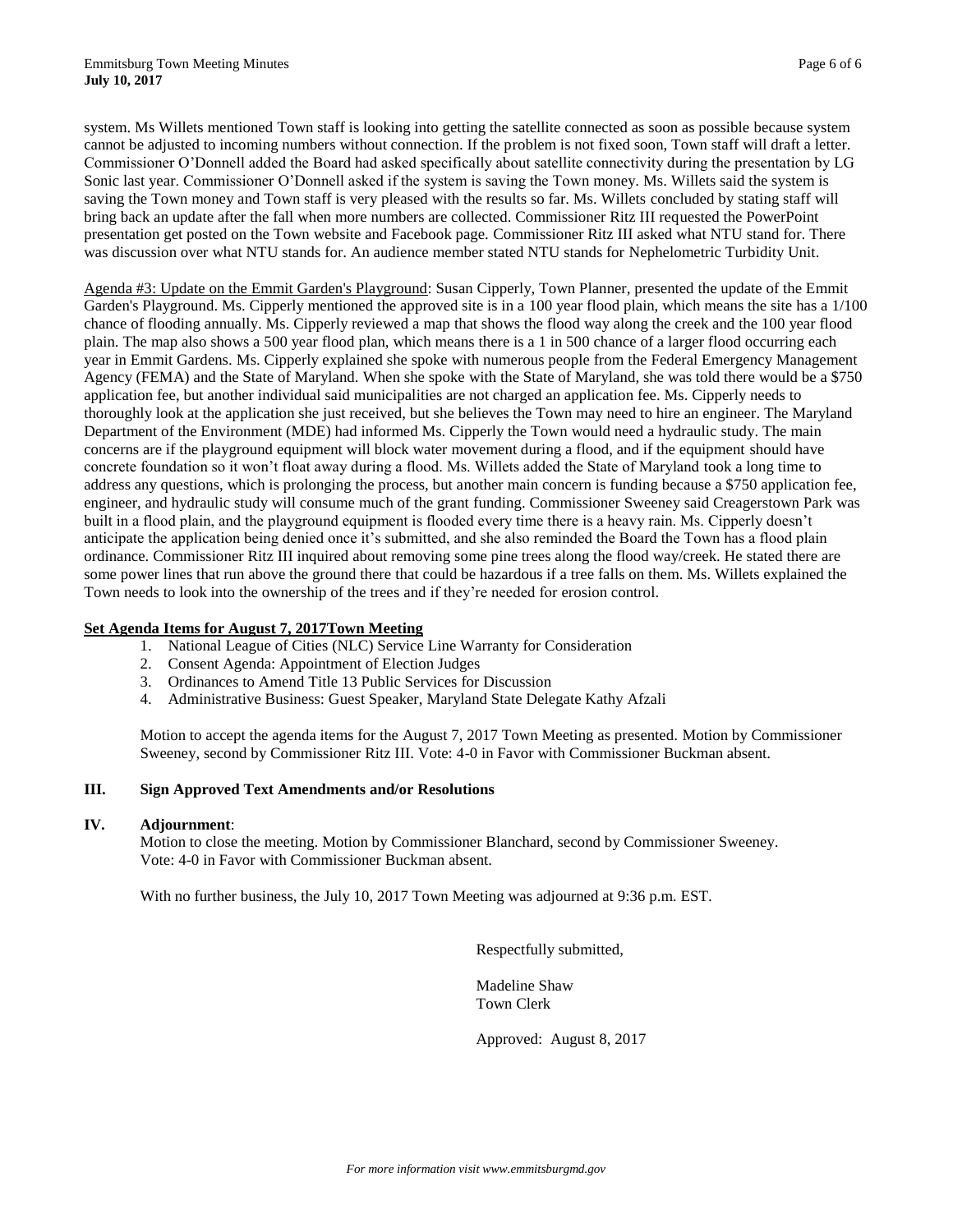system. Ms Willets mentioned Town staff is looking into getting the satellite connected as soon as possible because system cannot be adjusted to incoming numbers without connection. If the problem is not fixed soon, Town staff will draft a letter. Commissioner O'Donnell added the Board had asked specifically about satellite connectivity during the presentation by LG Sonic last year. Commissioner O'Donnell asked if the system is saving the Town money. Ms. Willets said the system is saving the Town money and Town staff is very pleased with the results so far. Ms. Willets concluded by stating staff will bring back an update after the fall when more numbers are collected. Commissioner Ritz III requested the PowerPoint presentation get posted on the Town website and Facebook page. Commissioner Ritz III asked what NTU stand for. There was discussion over what NTU stands for. An audience member stated NTU stands for Nephelometric Turbidity Unit.

<u>Agenda #3: Update on the Emmit Garden's Playground</u>: Susan Cipperly, Town Planner, presented the update of the Emmit Garden's Playground. Ms. Cipperly mentioned the approved site is in a 100 year flood plain, which means the site has a 1/100 chance of flooding annually. Ms. Cipperly reviewed a map that shows the flood way along the creek and the 100 year flood plain. The map also shows a 500 year flood plan, which means there is a 1 in 500 chance of a larger flood occurring each year in Emmit Gardens. Ms. Cipperly explained she spoke with numerous people from the Federal Emergency Management Agency (FEMA) and the State of Maryland. When she spoke with the State of Maryland, she was told there would be a $750 application fee, but another individual said municipalities are not charged an application fee. Ms. Cipperly needs to thoroughly look at the application she just received, but she believes the Town may need to hire an engineer. The Maryland Department of the Environment (MDE) had informed Ms. Cipperly the Town would need a hydraulic study. The main concerns are if the playground equipment will block water movement during a flood, and if the equipment should have concrete foundation so it won't float away during a flood. Ms. Willets added the State of Maryland took a long time to address any questions, which is prolonging the process, but another main concern is funding because a $750 application fee, engineer, and hydraulic study will consume much of the grant funding. Commissioner Sweeney said Creagerstown Park was built in a flood plain, and the playground equipment is flooded every time there is a heavy rain. Ms. Cipperly doesn't anticipate the application being denied once it's submitted, and she also reminded the Board the Town has a flood plain ordinance. Commissioner Ritz III inquired about removing some pine trees along the flood way/creek. He stated there are some power lines that run above the ground there that could be hazardous if a tree falls on them. Ms. Willets explained the Town needs to look into the ownership of the trees and if they're needed for erosion control.

**<u>Set Agenda Items for August 7, 2017Town Meeting</u>**

1. National League of Cities (NLC) Service Line Warranty for Consideration
2. Consent Agenda: Appointment of Election Judges
3. Ordinances to Amend Title 13 Public Services for Discussion
4. Administrative Business: Guest Speaker, Maryland State Delegate Kathy Afzali

Motion to accept the agenda items for the August 7, 2017 Town Meeting as presented. Motion by Commissioner Sweeney, second by Commissioner Ritz III. Vote: 4-0 in Favor with Commissioner Buckman absent.

**III. Sign Approved Text Amendments and/or Resolutions**

**IV. Adjournment**:

Motion to close the meeting. Motion by Commissioner Blanchard, second by Commissioner Sweeney. Vote: 4-0 in Favor with Commissioner Buckman absent.

With no further business, the July 10, 2017 Town Meeting was adjourned at 9:36 p.m. EST.

Respectfully submitted,

Madeline Shaw
Town Clerk

Approved: August 8, 2017

*For more information visit www.emmitsburgmd.gov*